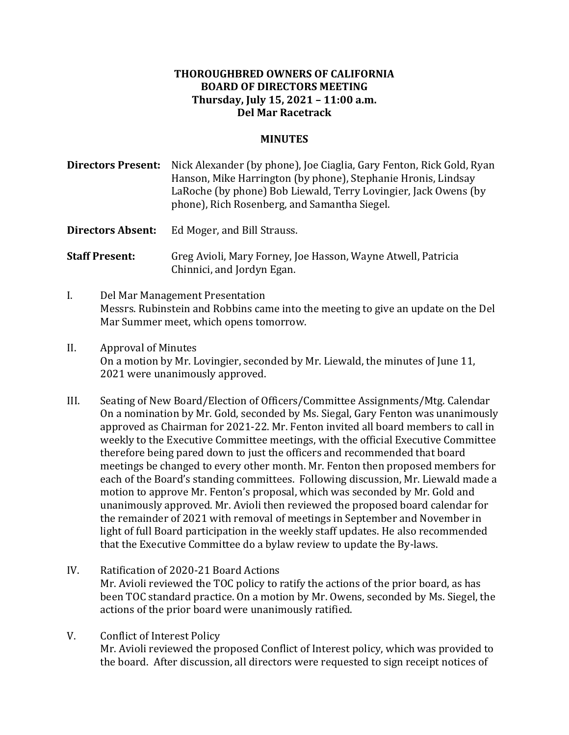**THOROUGHBRED OWNERS OF CALIFORNIA**
**BOARD OF DIRECTORS MEETING**
**Thursday, July 15, 2021 – 11:00 a.m.**
**Del Mar Racetrack**

**MINUTES**

**Directors Present:** Nick Alexander (by phone), Joe Ciaglia, Gary Fenton, Rick Gold, Ryan Hanson, Mike Harrington (by phone), Stephanie Hronis, Lindsay LaRoche (by phone) Bob Liewald, Terry Lovingier, Jack Owens (by phone), Rich Rosenberg, and Samantha Siegel.

**Directors Absent:** Ed Moger, and Bill Strauss.

**Staff Present:** Greg Avioli, Mary Forney, Joe Hasson, Wayne Atwell, Patricia Chinnici, and Jordyn Egan.

I. Del Mar Management Presentation
Messrs. Rubinstein and Robbins came into the meeting to give an update on the Del Mar Summer meet, which opens tomorrow.

II. Approval of Minutes
On a motion by Mr. Lovingier, seconded by Mr. Liewald, the minutes of June 11, 2021 were unanimously approved.

III. Seating of New Board/Election of Officers/Committee Assignments/Mtg. Calendar
On a nomination by Mr. Gold, seconded by Ms. Siegal, Gary Fenton was unanimously approved as Chairman for 2021-22. Mr. Fenton invited all board members to call in weekly to the Executive Committee meetings, with the official Executive Committee therefore being pared down to just the officers and recommended that board meetings be changed to every other month. Mr. Fenton then proposed members for each of the Board's standing committees. Following discussion, Mr. Liewald made a motion to approve Mr. Fenton's proposal, which was seconded by Mr. Gold and unanimously approved. Mr. Avioli then reviewed the proposed board calendar for the remainder of 2021 with removal of meetings in September and November in light of full Board participation in the weekly staff updates. He also recommended that the Executive Committee do a bylaw review to update the By-laws.

IV. Ratification of 2020-21 Board Actions
Mr. Avioli reviewed the TOC policy to ratify the actions of the prior board, as has been TOC standard practice. On a motion by Mr. Owens, seconded by Ms. Siegel, the actions of the prior board were unanimously ratified.

V. Conflict of Interest Policy
Mr. Avioli reviewed the proposed Conflict of Interest policy, which was provided to the board. After discussion, all directors were requested to sign receipt notices of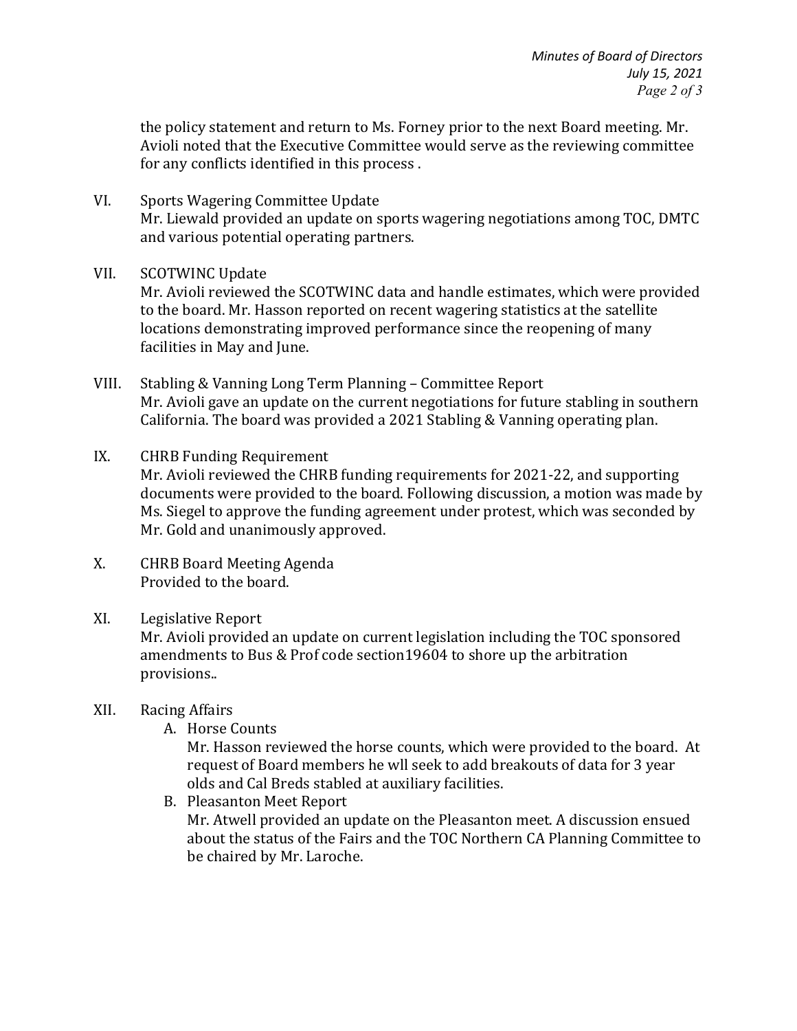the policy statement and return to Ms. Forney prior to the next Board meeting. Mr. Avioli noted that the Executive Committee would serve as the reviewing committee for any conflicts identified in this process .

VI. Sports Wagering Committee Update
Mr. Liewald provided an update on sports wagering negotiations among TOC, DMTC and various potential operating partners.

VII. SCOTWINC Update
Mr. Avioli reviewed the SCOTWINC data and handle estimates, which were provided to the board. Mr. Hasson reported on recent wagering statistics at the satellite locations demonstrating improved performance since the reopening of many facilities in May and June.

VIII. Stabling & Vanning Long Term Planning – Committee Report
Mr. Avioli gave an update on the current negotiations for future stabling in southern California. The board was provided a 2021 Stabling & Vanning operating plan.

IX. CHRB Funding Requirement
Mr. Avioli reviewed the CHRB funding requirements for 2021-22, and supporting documents were provided to the board. Following discussion, a motion was made by Ms. Siegel to approve the funding agreement under protest, which was seconded by Mr. Gold and unanimously approved.

X. CHRB Board Meeting Agenda
Provided to the board.

XI. Legislative Report
Mr. Avioli provided an update on current legislation including the TOC sponsored amendments to Bus & Prof code section19604 to shore up the arbitration provisions..

XII. Racing Affairs
   A. Horse Counts
      Mr. Hasson reviewed the horse counts, which were provided to the board. At request of Board members he wll seek to add breakouts of data for 3 year olds and Cal Breds stabled at auxiliary facilities.
   B. Pleasanton Meet Report
      Mr. Atwell provided an update on the Pleasanton meet. A discussion ensued about the status of the Fairs and the TOC Northern CA Planning Committee to be chaired by Mr. Laroche.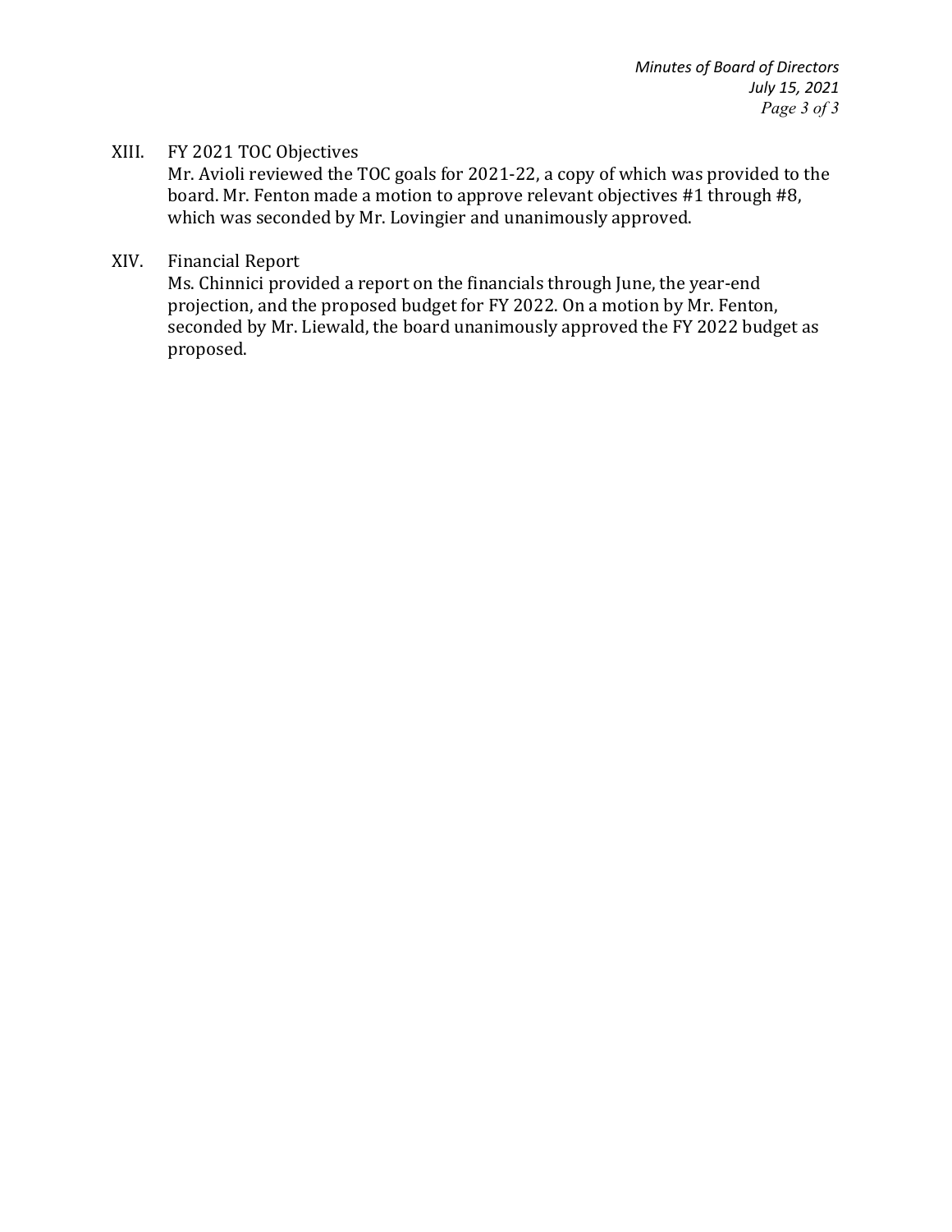XIII. FY 2021 TOC Objectives

Mr. Avioli reviewed the TOC goals for 2021-22, a copy of which was provided to the board. Mr. Fenton made a motion to approve relevant objectives #1 through #8, which was seconded by Mr. Lovingier and unanimously approved.

XIV. Financial Report

Ms. Chinnici provided a report on the financials through June, the year-end projection, and the proposed budget for FY 2022. On a motion by Mr. Fenton, seconded by Mr. Liewald, the board unanimously approved the FY 2022 budget as proposed.